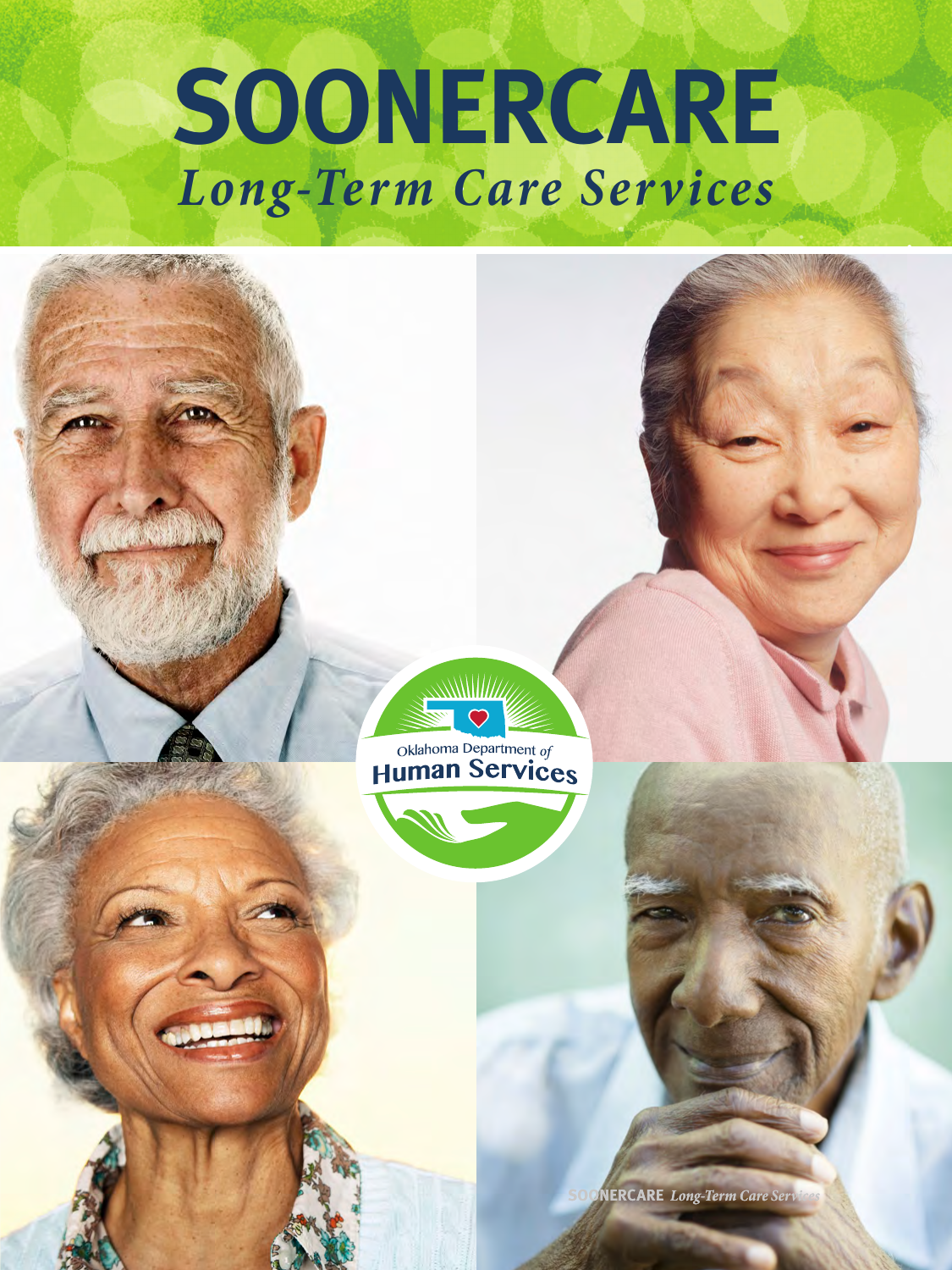# SOONERCARE

## *Long-Term Care Services*

Oklahoma Department of Human Services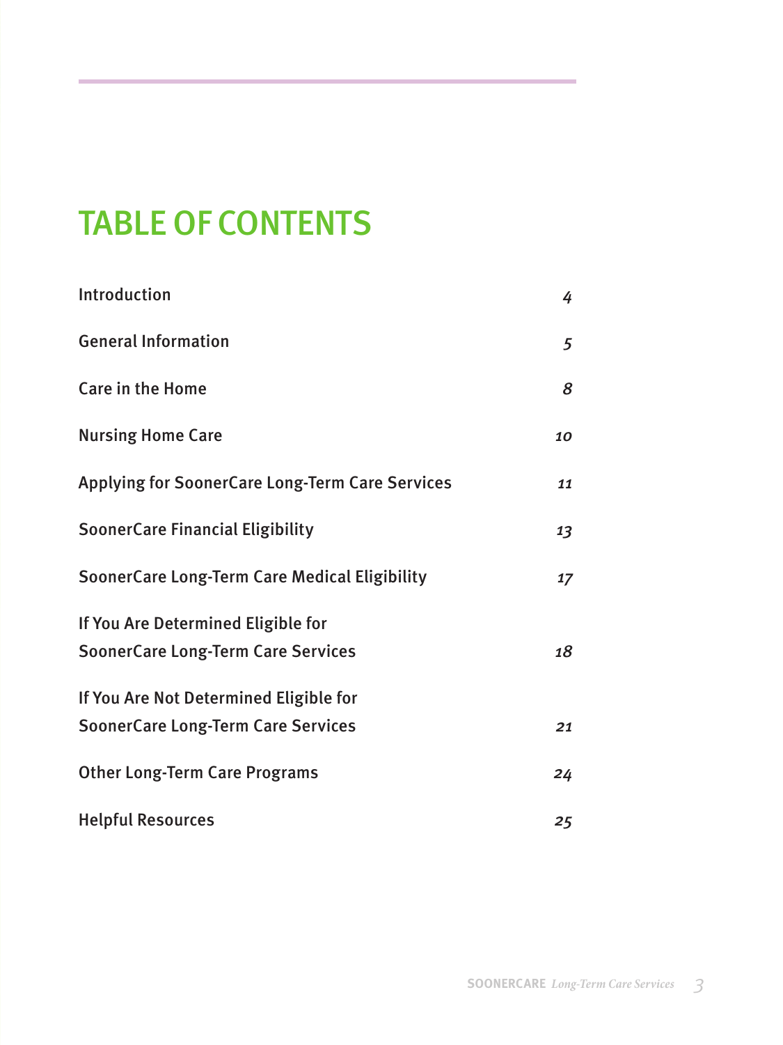# TABLE OF CONTENTS

| | |
|---|---|
| Introduction | *4* |
| General Information | *5* |
| Care in the Home | *8* |
| Nursing Home Care | *10* |
| Applying for SoonerCare Long-Term Care Services | *11* |
| SoonerCare Financial Eligibility | *13* |
| SoonerCare Long-Term Care Medical Eligibility | *17* |
| If You Are Determined Eligible for SoonerCare Long-Term Care Services | *18* |
| If You Are Not Determined Eligible for SoonerCare Long-Term Care Services | *21* |
| Other Long-Term Care Programs | *24* |
| Helpful Resources | *25* |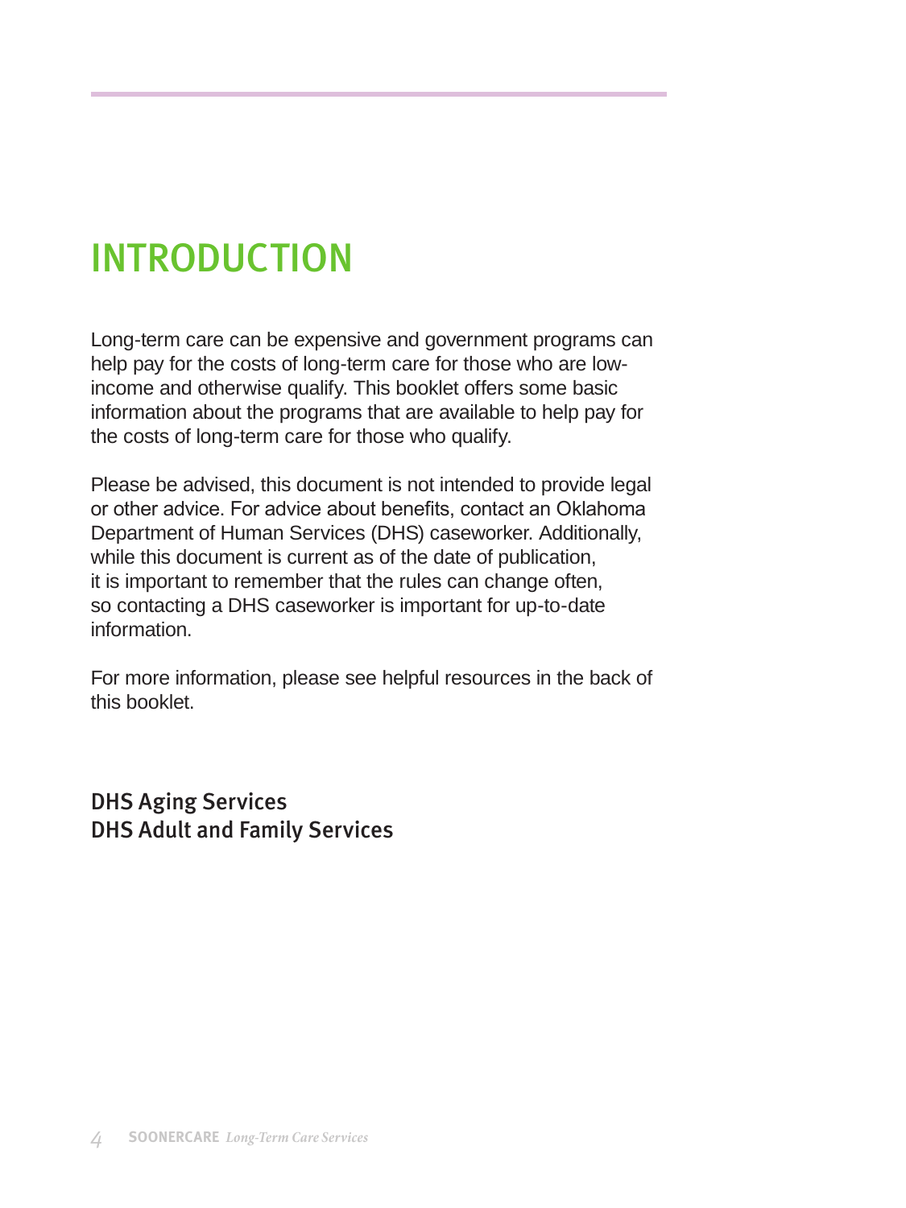# INTRODUCTION

Long-term care can be expensive and government programs can help pay for the costs of long-term care for those who are low-income and otherwise qualify. This booklet offers some basic information about the programs that are available to help pay for the costs of long-term care for those who qualify.

Please be advised, this document is not intended to provide legal or other advice. For advice about benefits, contact an Oklahoma Department of Human Services (DHS) caseworker. Additionally, while this document is current as of the date of publication, it is important to remember that the rules can change often, so contacting a DHS caseworker is important for up-to-date information.

For more information, please see helpful resources in the back of this booklet.

DHS Aging Services
DHS Adult and Family Services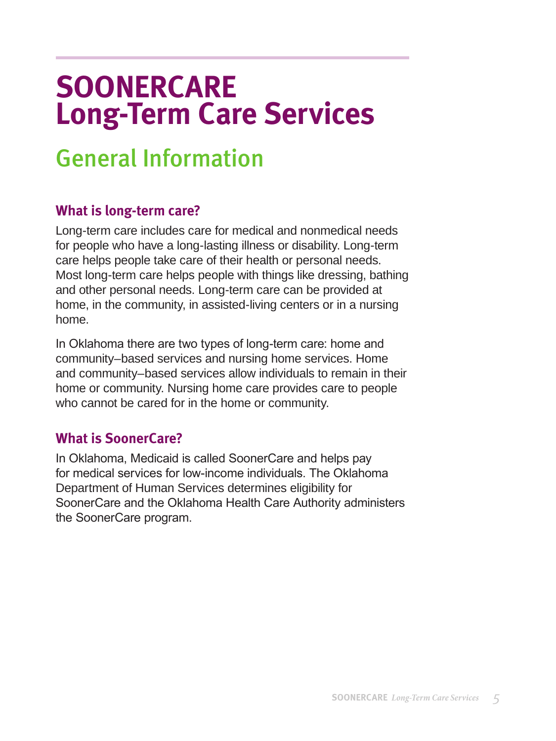# SOONERCARE Long-Term Care Services

## General Information

### What is long-term care?

Long-term care includes care for medical and nonmedical needs for people who have a long-lasting illness or disability. Long-term care helps people take care of their health or personal needs. Most long-term care helps people with things like dressing, bathing and other personal needs. Long-term care can be provided at home, in the community, in assisted-living centers or in a nursing home.

In Oklahoma there are two types of long-term care: home and community–based services and nursing home services. Home and community–based services allow individuals to remain in their home or community. Nursing home care provides care to people who cannot be cared for in the home or community.

### What is SoonerCare?

In Oklahoma, Medicaid is called SoonerCare and helps pay for medical services for low-income individuals. The Oklahoma Department of Human Services determines eligibility for SoonerCare and the Oklahoma Health Care Authority administers the SoonerCare program.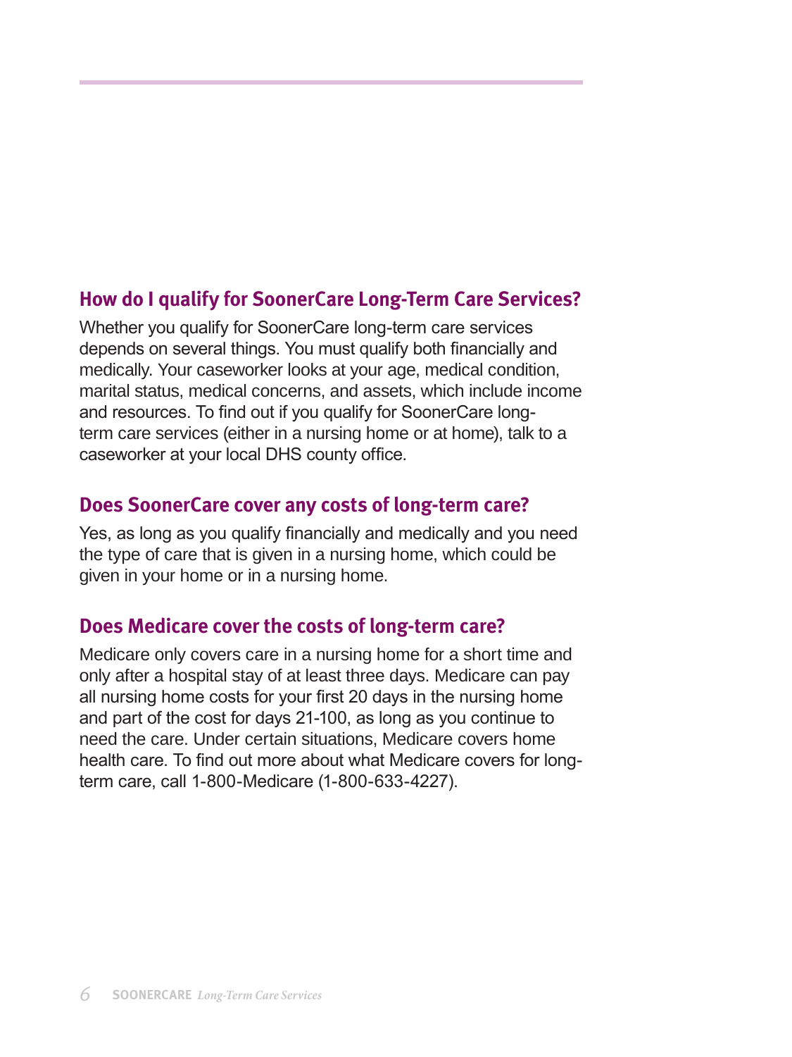## How do I qualify for SoonerCare Long-Term Care Services?

Whether you qualify for SoonerCare long-term care services depends on several things. You must qualify both financially and medically. Your caseworker looks at your age, medical condition, marital status, medical concerns, and assets, which include income and resources. To find out if you qualify for SoonerCare long-term care services (either in a nursing home or at home), talk to a caseworker at your local DHS county office.

## Does SoonerCare cover any costs of long-term care?

Yes, as long as you qualify financially and medically and you need the type of care that is given in a nursing home, which could be given in your home or in a nursing home.

## Does Medicare cover the costs of long-term care?

Medicare only covers care in a nursing home for a short time and only after a hospital stay of at least three days. Medicare can pay all nursing home costs for your first 20 days in the nursing home and part of the cost for days 21-100, as long as you continue to need the care. Under certain situations, Medicare covers home health care. To find out more about what Medicare covers for long-term care, call 1-800-Medicare (1-800-633-4227).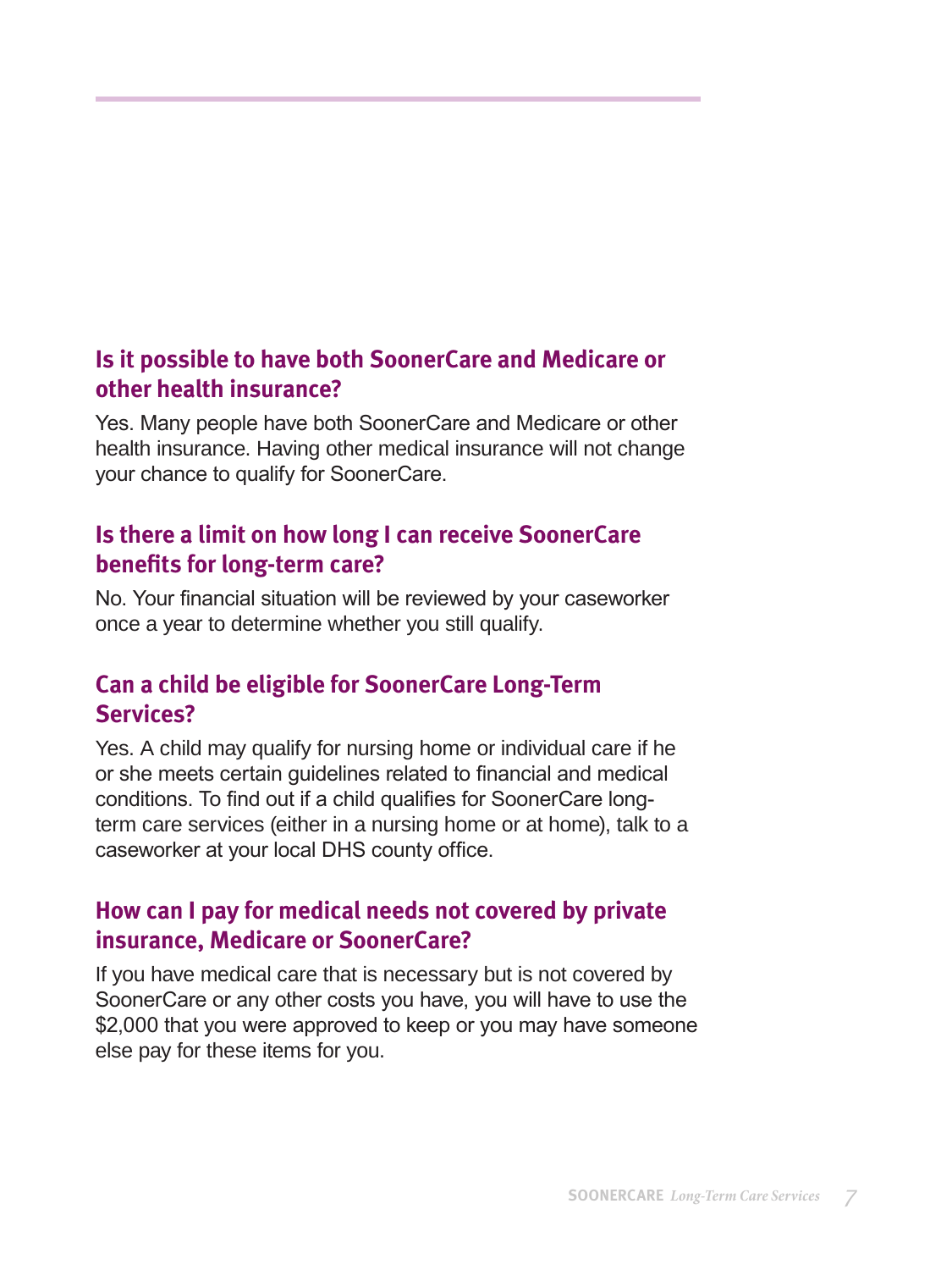## Is it possible to have both SoonerCare and Medicare or other health insurance?

Yes. Many people have both SoonerCare and Medicare or other health insurance. Having other medical insurance will not change your chance to qualify for SoonerCare.

## Is there a limit on how long I can receive SoonerCare benefits for long-term care?

No. Your financial situation will be reviewed by your caseworker once a year to determine whether you still qualify.

## Can a child be eligible for SoonerCare Long-Term Services?

Yes. A child may qualify for nursing home or individual care if he or she meets certain guidelines related to financial and medical conditions. To find out if a child qualifies for SoonerCare long-term care services (either in a nursing home or at home), talk to a caseworker at your local DHS county office.

## How can I pay for medical needs not covered by private insurance, Medicare or SoonerCare?

If you have medical care that is necessary but is not covered by SoonerCare or any other costs you have, you will have to use the $2,000 that you were approved to keep or you may have someone else pay for these items for you.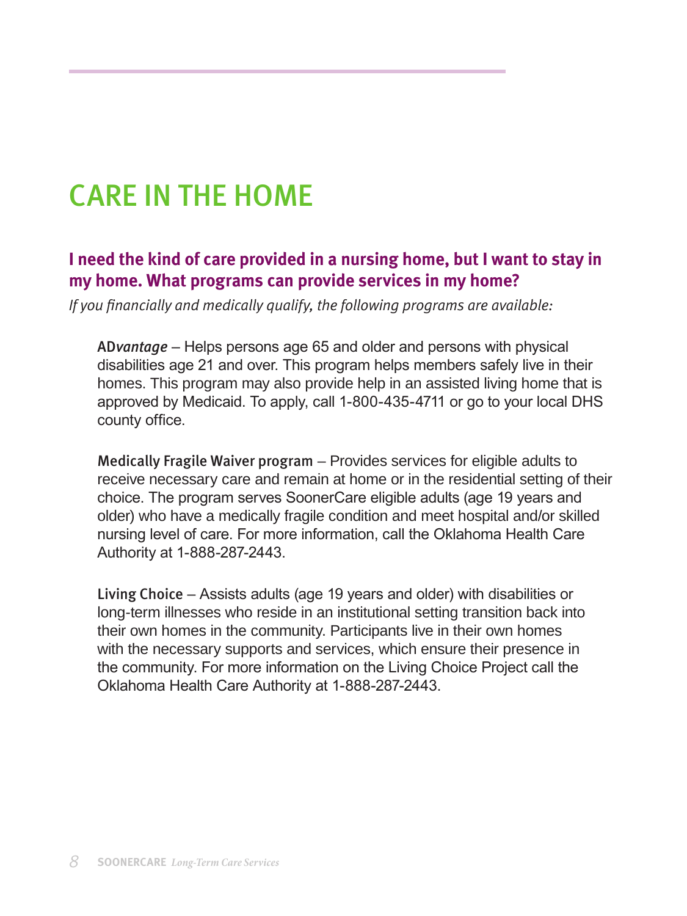# CARE IN THE HOME

## I need the kind of care provided in a nursing home, but I want to stay in my home. What programs can provide services in my home?

*If you financially and medically qualify, the following programs are available:*

**AD*vantage*** – Helps persons age 65 and older and persons with physical disabilities age 21 and over. This program helps members safely live in their homes. This program may also provide help in an assisted living home that is approved by Medicaid. To apply, call 1-800-435-4711 or go to your local DHS county office.

**Medically Fragile Waiver program** – Provides services for eligible adults to receive necessary care and remain at home or in the residential setting of their choice. The program serves SoonerCare eligible adults (age 19 years and older) who have a medically fragile condition and meet hospital and/or skilled nursing level of care. For more information, call the Oklahoma Health Care Authority at 1-888-287-2443.

**Living Choice** – Assists adults (age 19 years and older) with disabilities or long-term illnesses who reside in an institutional setting transition back into their own homes in the community. Participants live in their own homes with the necessary supports and services, which ensure their presence in the community. For more information on the Living Choice Project call the Oklahoma Health Care Authority at 1-888-287-2443.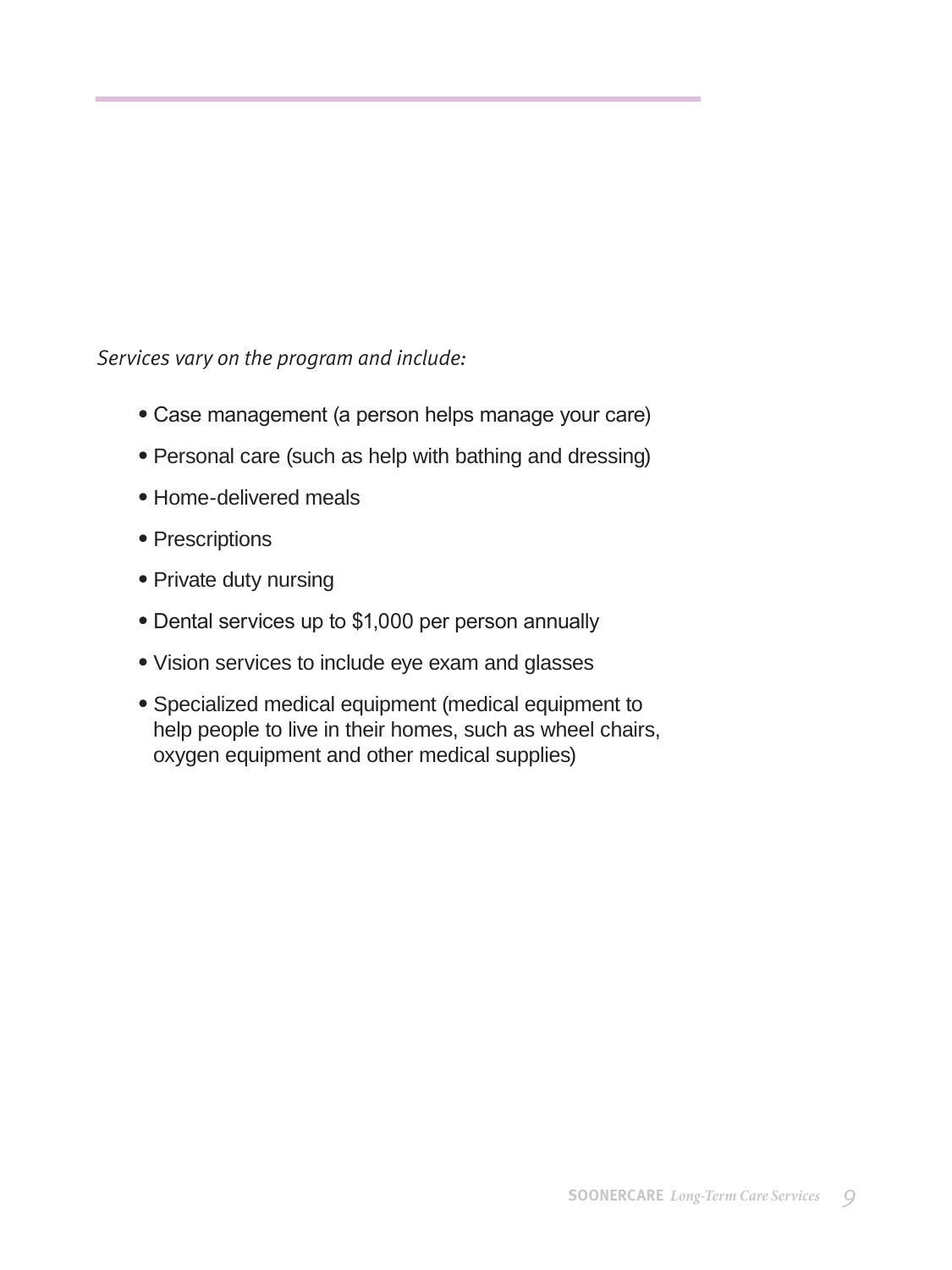*Services vary on the program and include:*

- Case management (a person helps manage your care)
- Personal care (such as help with bathing and dressing)
- Home-delivered meals
- Prescriptions
- Private duty nursing
- Dental services up to $1,000 per person annually
- Vision services to include eye exam and glasses
- Specialized medical equipment (medical equipment to help people to live in their homes, such as wheel chairs, oxygen equipment and other medical supplies)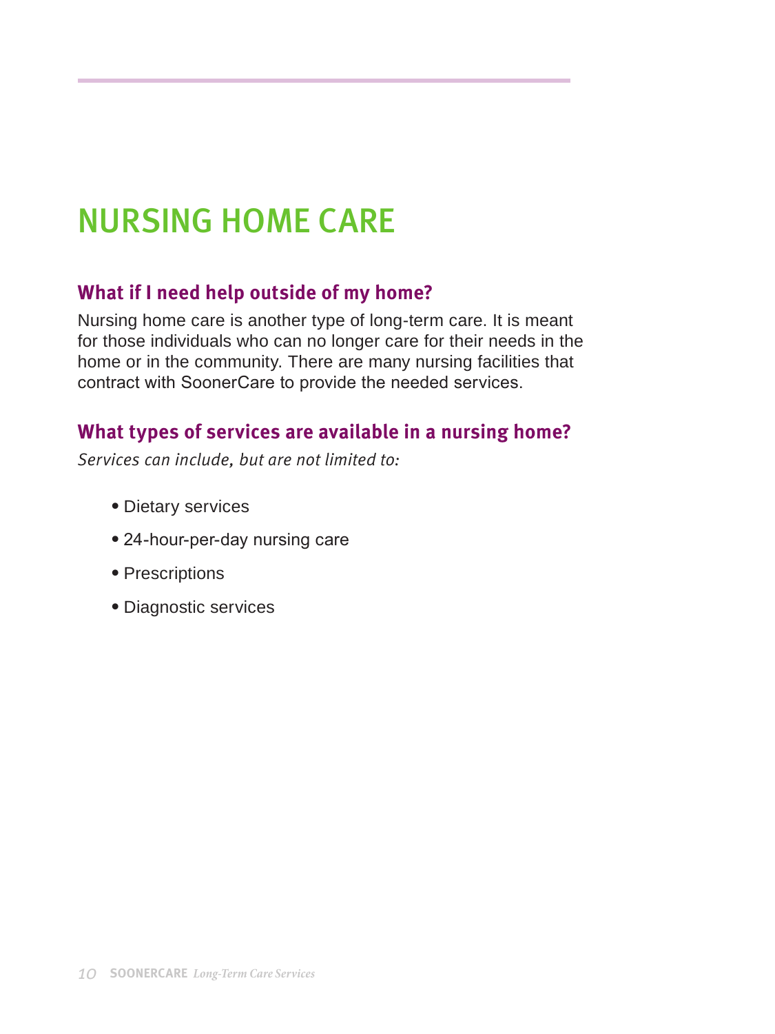# NURSING HOME CARE

## What if I need help outside of my home?

Nursing home care is another type of long-term care. It is meant for those individuals who can no longer care for their needs in the home or in the community. There are many nursing facilities that contract with SoonerCare to provide the needed services.

## What types of services are available in a nursing home?

*Services can include, but are not limited to:*

- Dietary services
- 24-hour-per-day nursing care
- Prescriptions
- Diagnostic services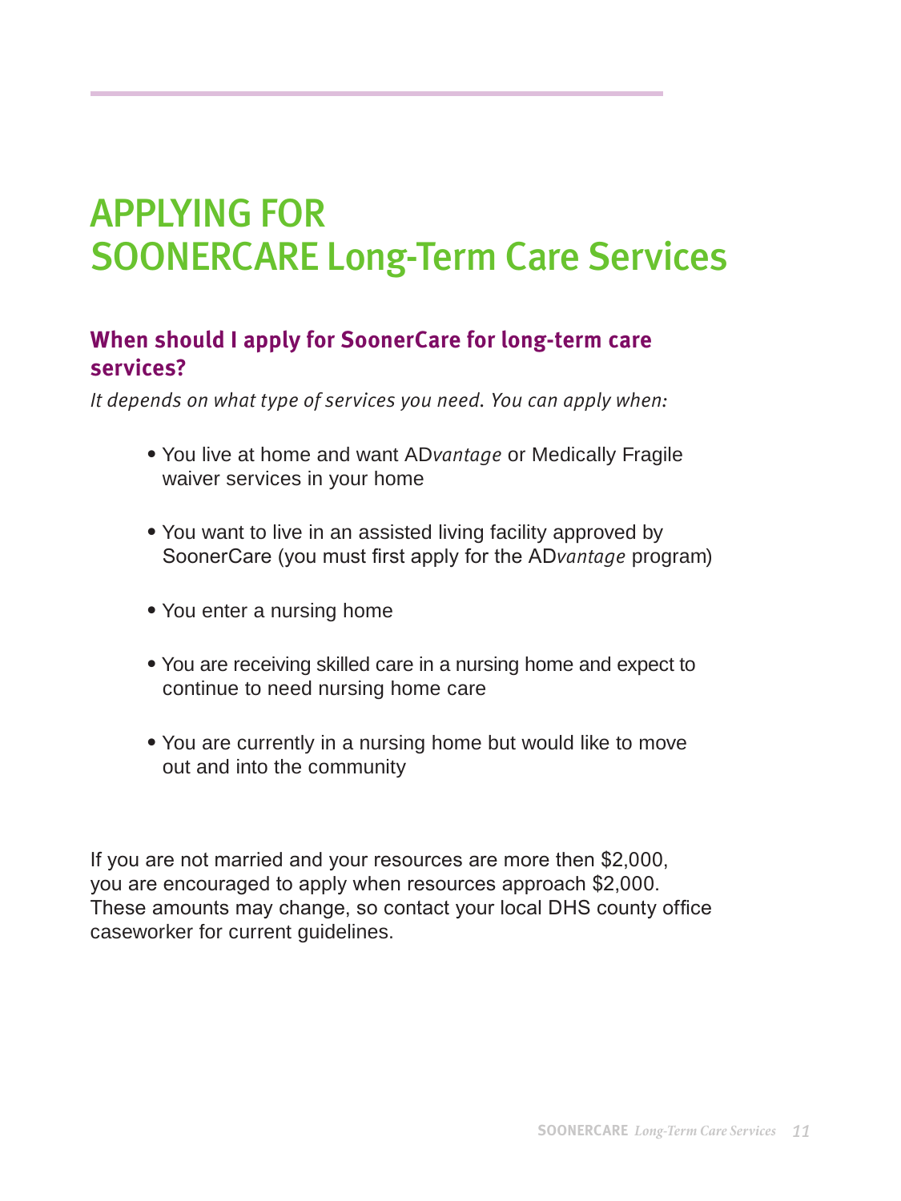# APPLYING FOR SOONERCARE Long-Term Care Services

## When should I apply for SoonerCare for long-term care services?

*It depends on what type of services you need. You can apply when:*

- You live at home and want AD*vantage* or Medically Fragile waiver services in your home
- You want to live in an assisted living facility approved by SoonerCare (you must first apply for the AD*vantage* program)
- You enter a nursing home
- You are receiving skilled care in a nursing home and expect to continue to need nursing home care
- You are currently in a nursing home but would like to move out and into the community

If you are not married and your resources are more then $2,000, you are encouraged to apply when resources approach $2,000. These amounts may change, so contact your local DHS county office caseworker for current guidelines.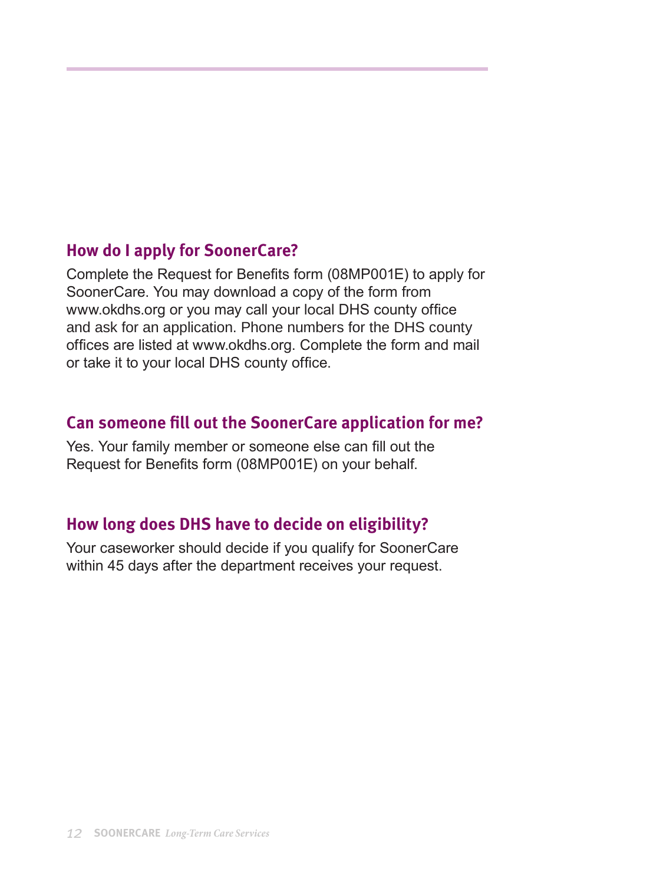## How do I apply for SoonerCare?

Complete the Request for Benefits form (08MP001E) to apply for SoonerCare. You may download a copy of the form from www.okdhs.org or you may call your local DHS county office and ask for an application. Phone numbers for the DHS county offices are listed at www.okdhs.org. Complete the form and mail or take it to your local DHS county office.

## Can someone fill out the SoonerCare application for me?

Yes. Your family member or someone else can fill out the Request for Benefits form (08MP001E) on your behalf.

## How long does DHS have to decide on eligibility?

Your caseworker should decide if you qualify for SoonerCare within 45 days after the department receives your request.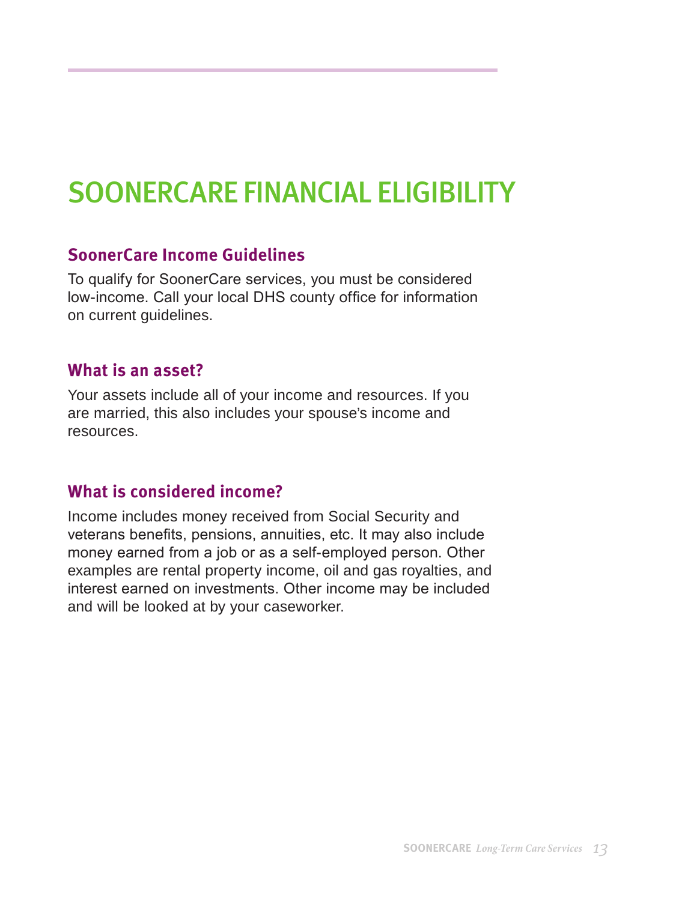# SOONERCARE FINANCIAL ELIGIBILITY

## SoonerCare Income Guidelines

To qualify for SoonerCare services, you must be considered low-income. Call your local DHS county office for information on current guidelines.

## What is an asset?

Your assets include all of your income and resources. If you are married, this also includes your spouse's income and resources.

## What is considered income?

Income includes money received from Social Security and veterans benefits, pensions, annuities, etc. It may also include money earned from a job or as a self-employed person. Other examples are rental property income, oil and gas royalties, and interest earned on investments. Other income may be included and will be looked at by your caseworker.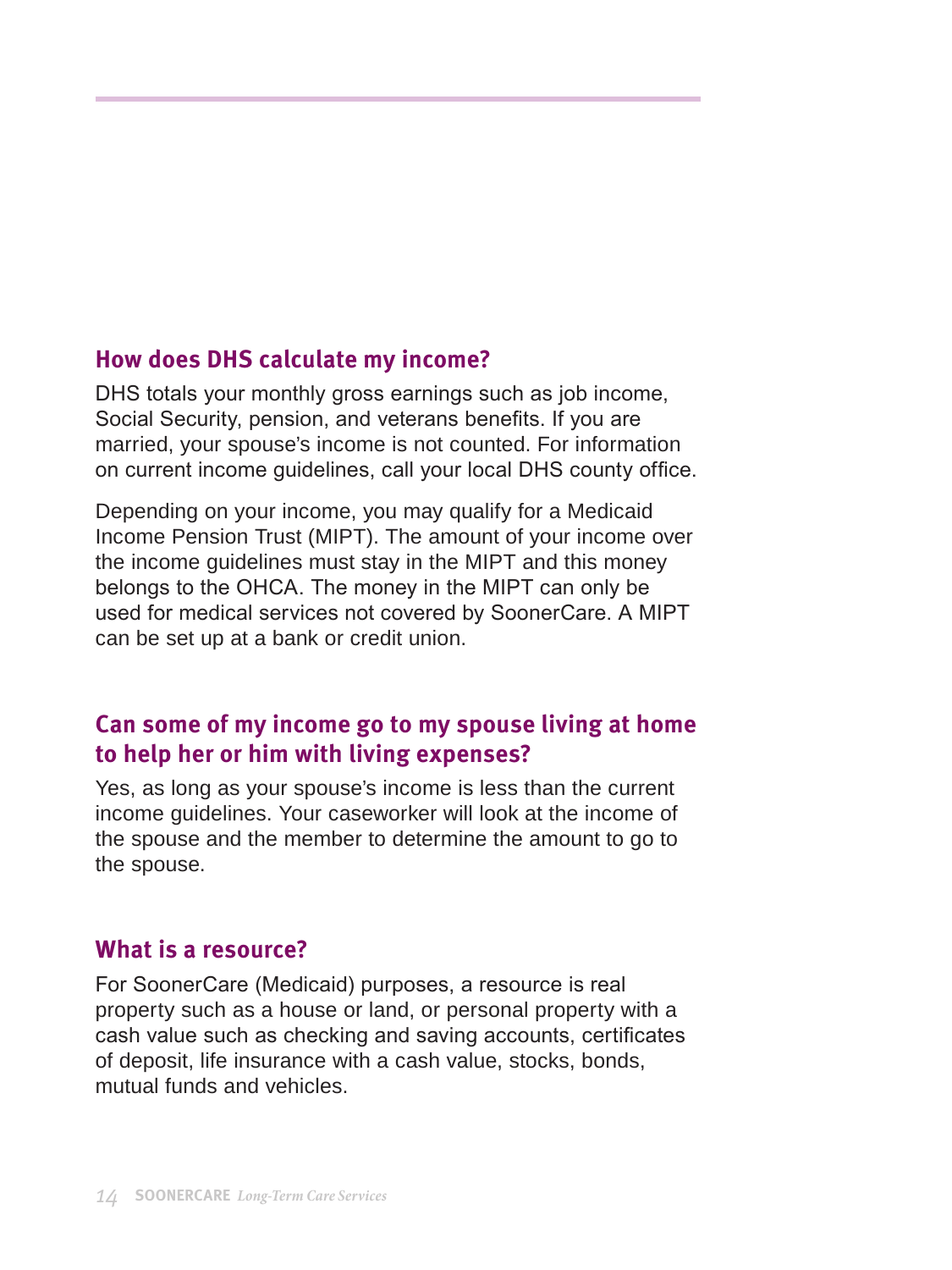## How does DHS calculate my income?

DHS totals your monthly gross earnings such as job income, Social Security, pension, and veterans benefits. If you are married, your spouse's income is not counted. For information on current income guidelines, call your local DHS county office.

Depending on your income, you may qualify for a Medicaid Income Pension Trust (MIPT). The amount of your income over the income guidelines must stay in the MIPT and this money belongs to the OHCA. The money in the MIPT can only be used for medical services not covered by SoonerCare. A MIPT can be set up at a bank or credit union.

## Can some of my income go to my spouse living at home to help her or him with living expenses?

Yes, as long as your spouse's income is less than the current income guidelines. Your caseworker will look at the income of the spouse and the member to determine the amount to go to the spouse.

## What is a resource?

For SoonerCare (Medicaid) purposes, a resource is real property such as a house or land, or personal property with a cash value such as checking and saving accounts, certificates of deposit, life insurance with a cash value, stocks, bonds, mutual funds and vehicles.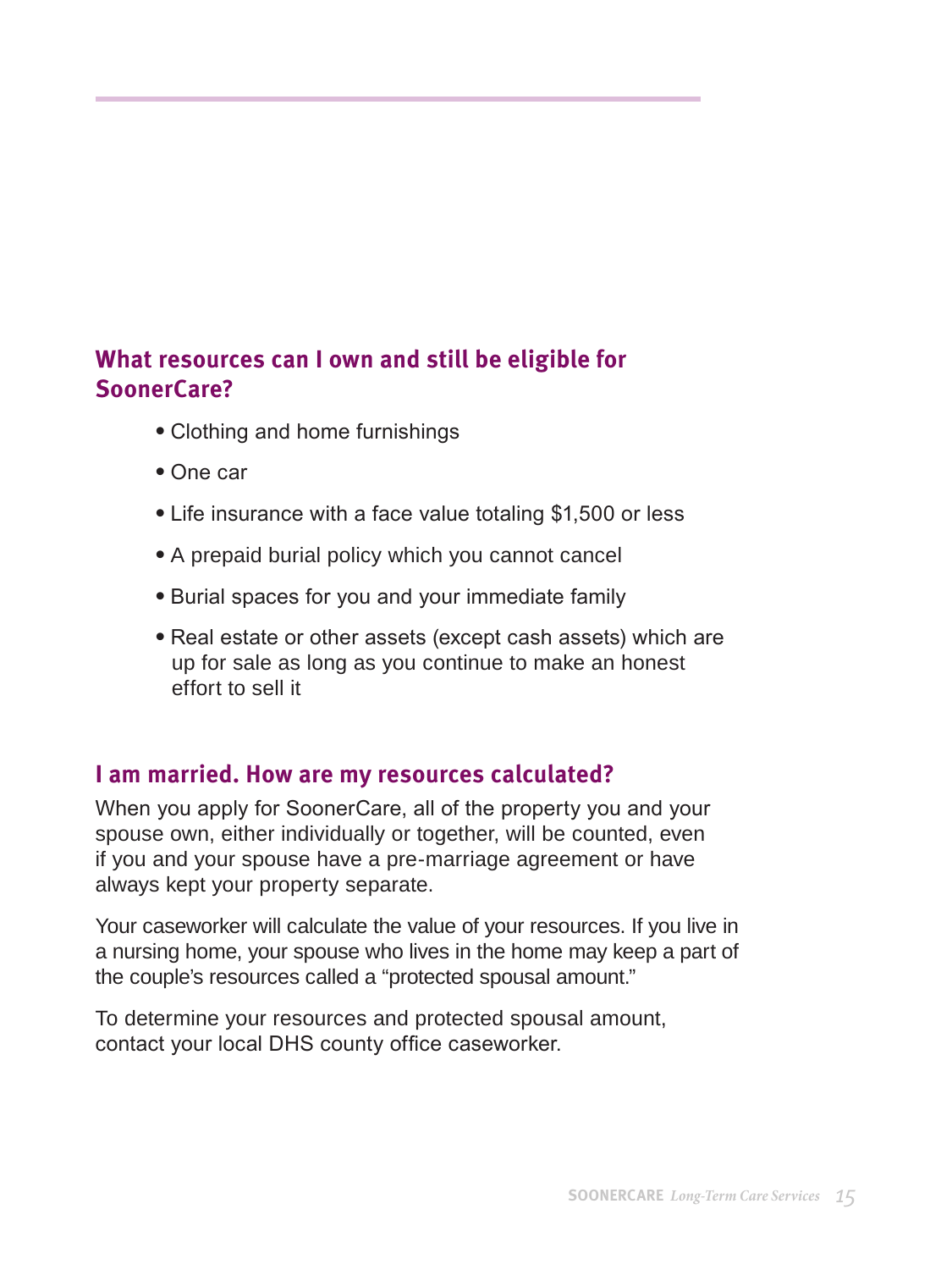## What resources can I own and still be eligible for SoonerCare?

- Clothing and home furnishings
- One car
- Life insurance with a face value totaling $1,500 or less
- A prepaid burial policy which you cannot cancel
- Burial spaces for you and your immediate family
- Real estate or other assets (except cash assets) which are up for sale as long as you continue to make an honest effort to sell it

## I am married. How are my resources calculated?

When you apply for SoonerCare, all of the property you and your spouse own, either individually or together, will be counted, even if you and your spouse have a pre-marriage agreement or have always kept your property separate.

Your caseworker will calculate the value of your resources. If you live in a nursing home, your spouse who lives in the home may keep a part of the couple's resources called a "protected spousal amount."

To determine your resources and protected spousal amount, contact your local DHS county office caseworker.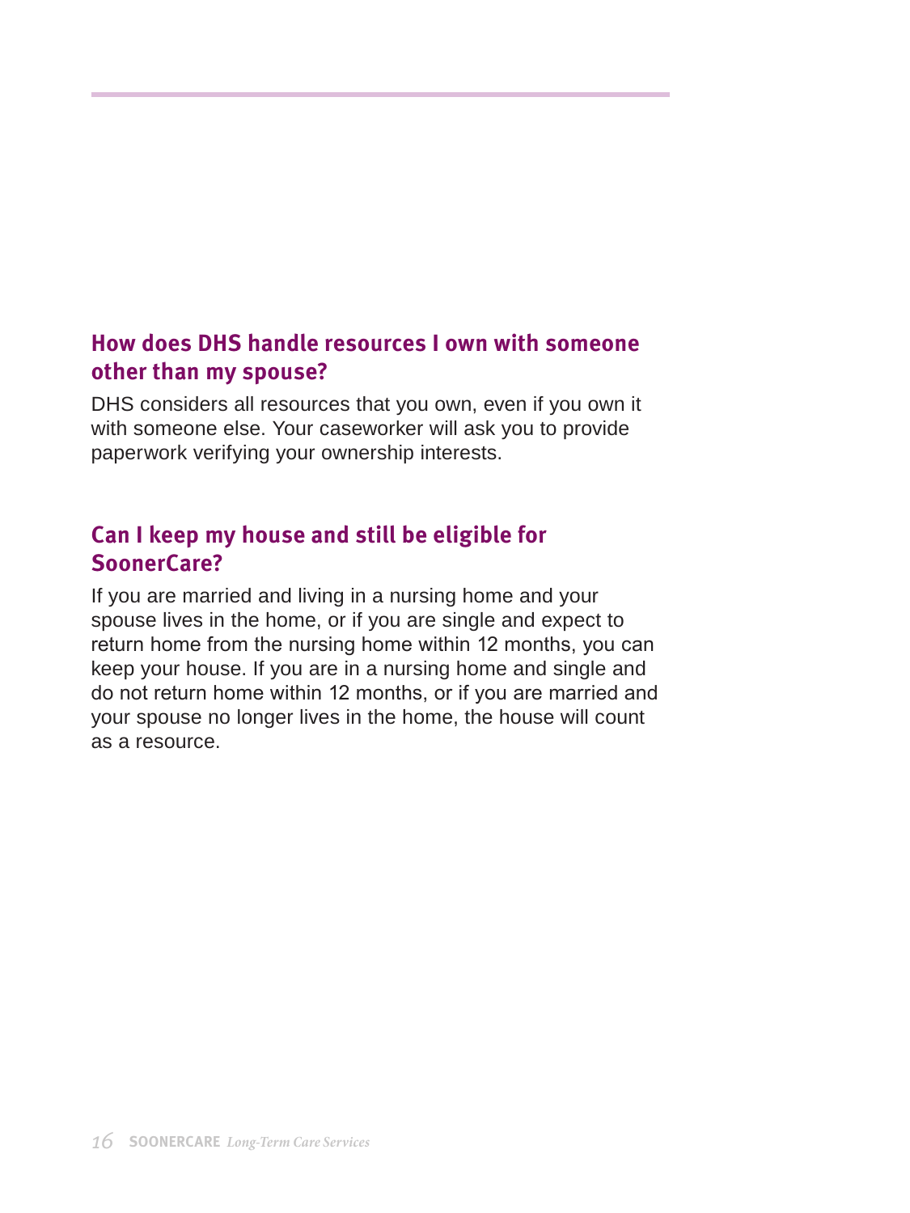## How does DHS handle resources I own with someone other than my spouse?

DHS considers all resources that you own, even if you own it with someone else. Your caseworker will ask you to provide paperwork verifying your ownership interests.

## Can I keep my house and still be eligible for SoonerCare?

If you are married and living in a nursing home and your spouse lives in the home, or if you are single and expect to return home from the nursing home within 12 months, you can keep your house. If you are in a nursing home and single and do not return home within 12 months, or if you are married and your spouse no longer lives in the home, the house will count as a resource.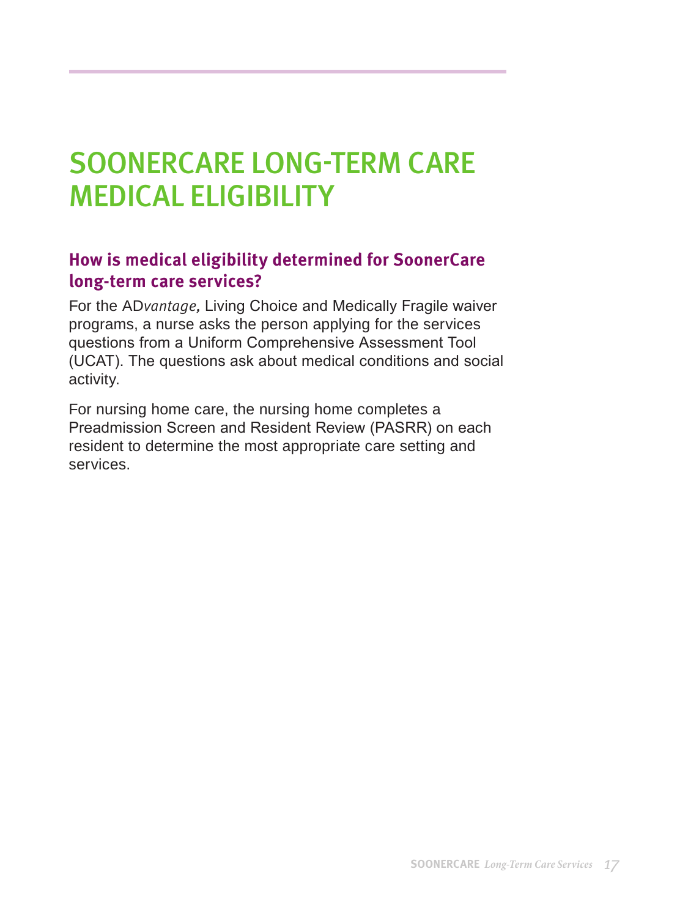# SOONERCARE LONG-TERM CARE MEDICAL ELIGIBILITY

## How is medical eligibility determined for SoonerCare long-term care services?

For the AD*vantage,* Living Choice and Medically Fragile waiver programs, a nurse asks the person applying for the services questions from a Uniform Comprehensive Assessment Tool (UCAT). The questions ask about medical conditions and social activity.

For nursing home care, the nursing home completes a Preadmission Screen and Resident Review (PASRR) on each resident to determine the most appropriate care setting and services.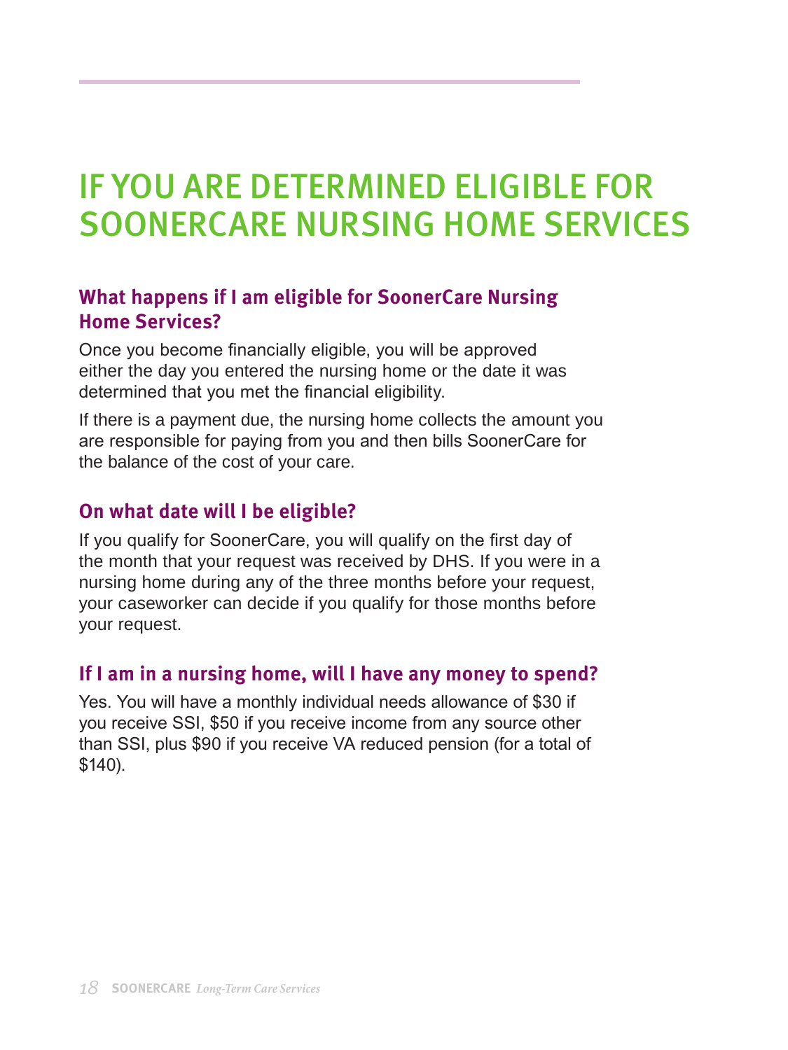# IF YOU ARE DETERMINED ELIGIBLE FOR SOONERCARE NURSING HOME SERVICES

## What happens if I am eligible for SoonerCare Nursing Home Services?

Once you become financially eligible, you will be approved either the day you entered the nursing home or the date it was determined that you met the financial eligibility.

If there is a payment due, the nursing home collects the amount you are responsible for paying from you and then bills SoonerCare for the balance of the cost of your care.

## On what date will I be eligible?

If you qualify for SoonerCare, you will qualify on the first day of the month that your request was received by DHS. If you were in a nursing home during any of the three months before your request, your caseworker can decide if you qualify for those months before your request.

## If I am in a nursing home, will I have any money to spend?

Yes. You will have a monthly individual needs allowance of $30 if you receive SSI, $50 if you receive income from any source other than SSI, plus $90 if you receive VA reduced pension (for a total of $140).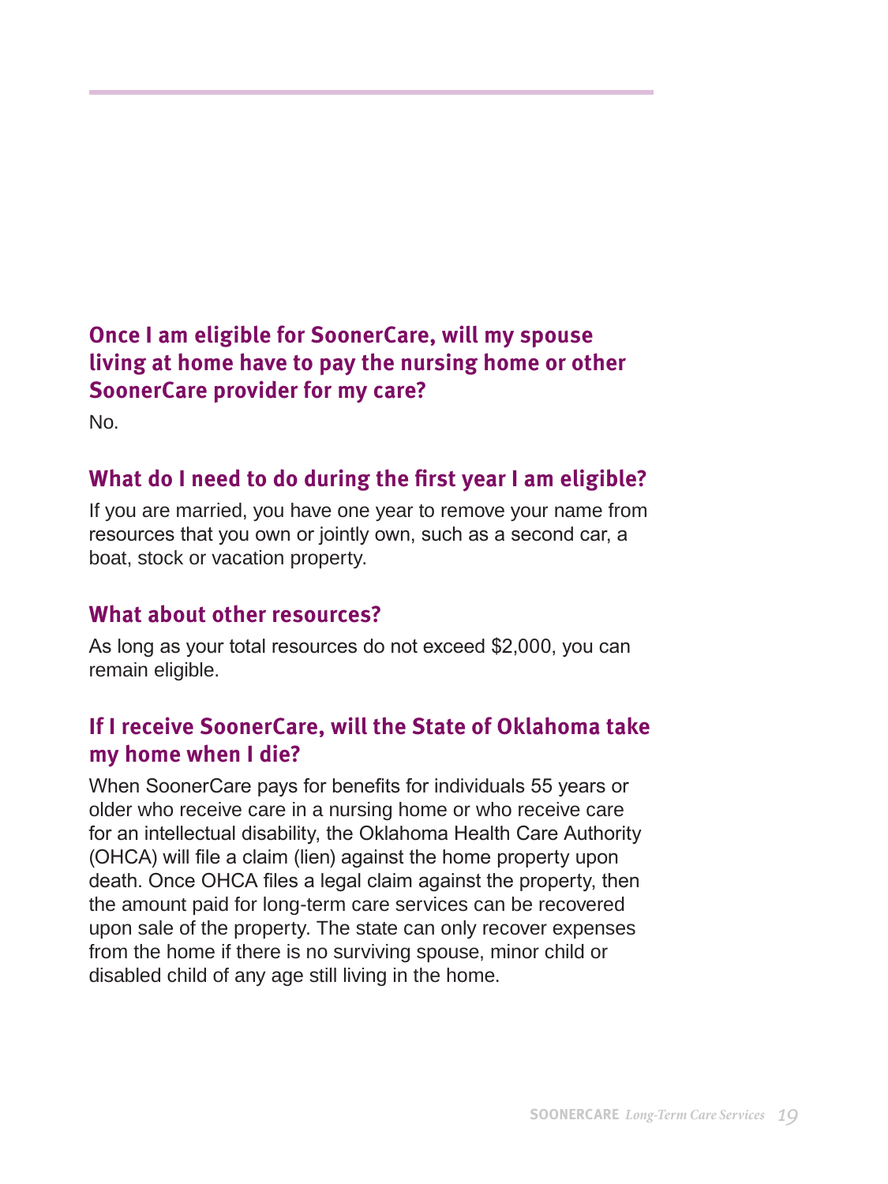### Once I am eligible for SoonerCare, will my spouse living at home have to pay the nursing home or other SoonerCare provider for my care?

No.

### What do I need to do during the first year I am eligible?

If you are married, you have one year to remove your name from resources that you own or jointly own, such as a second car, a boat, stock or vacation property.

### What about other resources?

As long as your total resources do not exceed $2,000, you can remain eligible.

### If I receive SoonerCare, will the State of Oklahoma take my home when I die?

When SoonerCare pays for benefits for individuals 55 years or older who receive care in a nursing home or who receive care for an intellectual disability, the Oklahoma Health Care Authority (OHCA) will file a claim (lien) against the home property upon death. Once OHCA files a legal claim against the property, then the amount paid for long-term care services can be recovered upon sale of the property. The state can only recover expenses from the home if there is no surviving spouse, minor child or disabled child of any age still living in the home.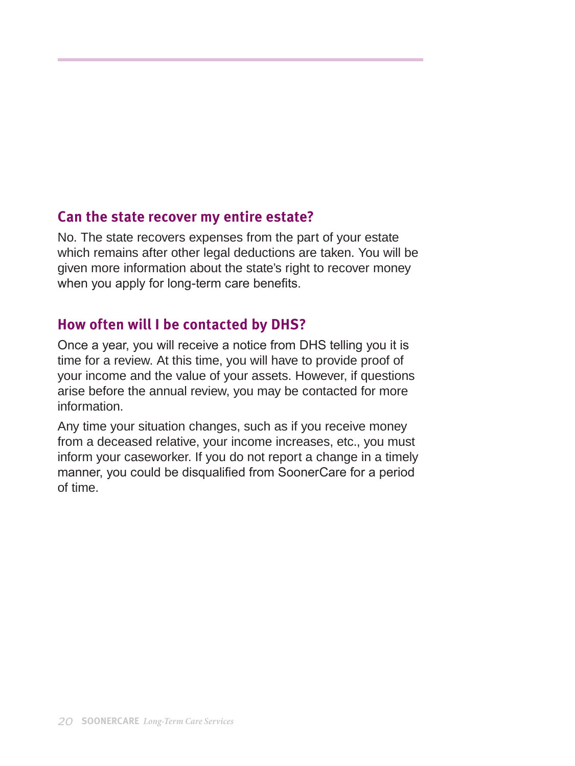## Can the state recover my entire estate?

No. The state recovers expenses from the part of your estate which remains after other legal deductions are taken. You will be given more information about the state's right to recover money when you apply for long-term care benefits.

## How often will I be contacted by DHS?

Once a year, you will receive a notice from DHS telling you it is time for a review. At this time, you will have to provide proof of your income and the value of your assets. However, if questions arise before the annual review, you may be contacted for more information.

Any time your situation changes, such as if you receive money from a deceased relative, your income increases, etc., you must inform your caseworker. If you do not report a change in a timely manner, you could be disqualified from SoonerCare for a period of time.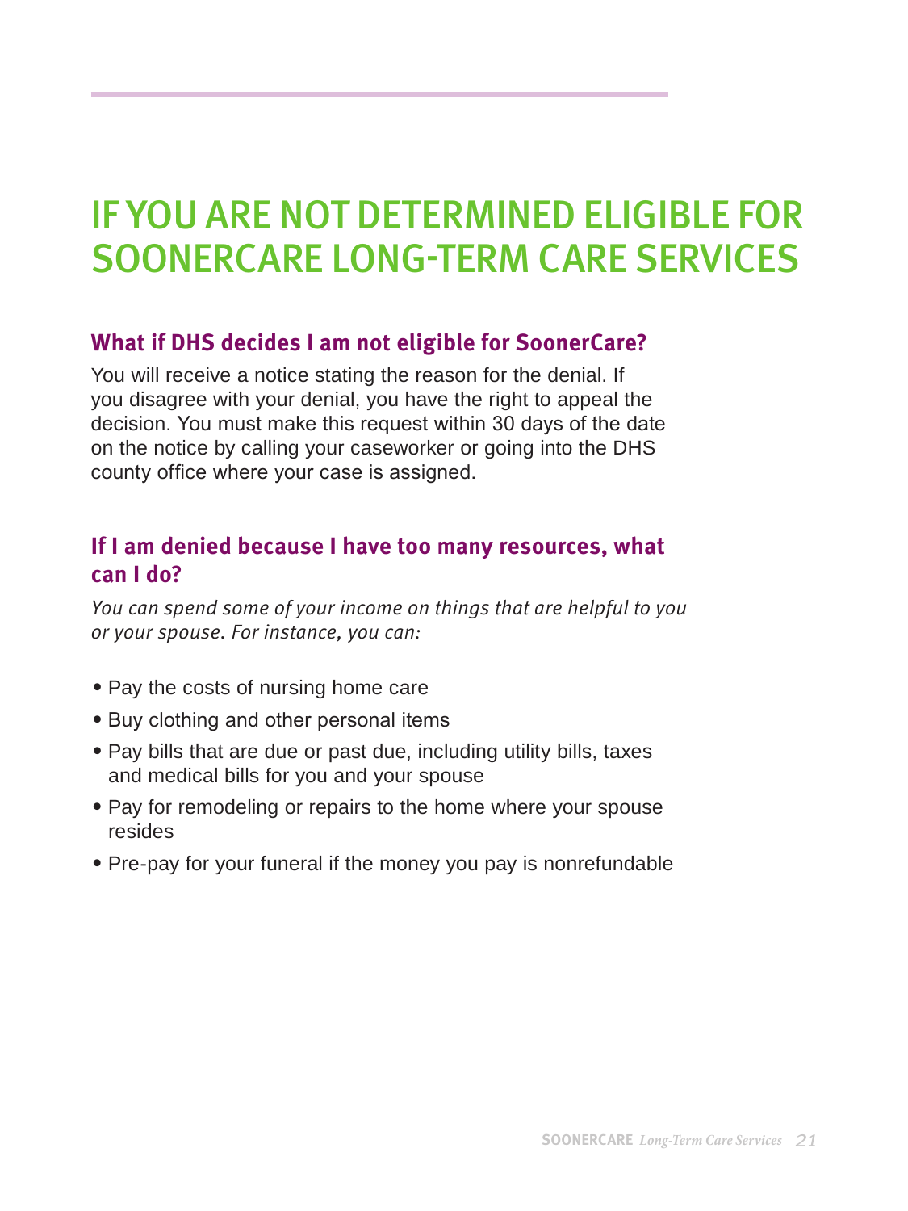# IF YOU ARE NOT DETERMINED ELIGIBLE FOR SOONERCARE LONG-TERM CARE SERVICES

## What if DHS decides I am not eligible for SoonerCare?

You will receive a notice stating the reason for the denial. If you disagree with your denial, you have the right to appeal the decision. You must make this request within 30 days of the date on the notice by calling your caseworker or going into the DHS county office where your case is assigned.

## If I am denied because I have too many resources, what can I do?

*You can spend some of your income on things that are helpful to you or your spouse. For instance, you can:*

- Pay the costs of nursing home care
- Buy clothing and other personal items
- Pay bills that are due or past due, including utility bills, taxes and medical bills for you and your spouse
- Pay for remodeling or repairs to the home where your spouse resides
- Pre-pay for your funeral if the money you pay is nonrefundable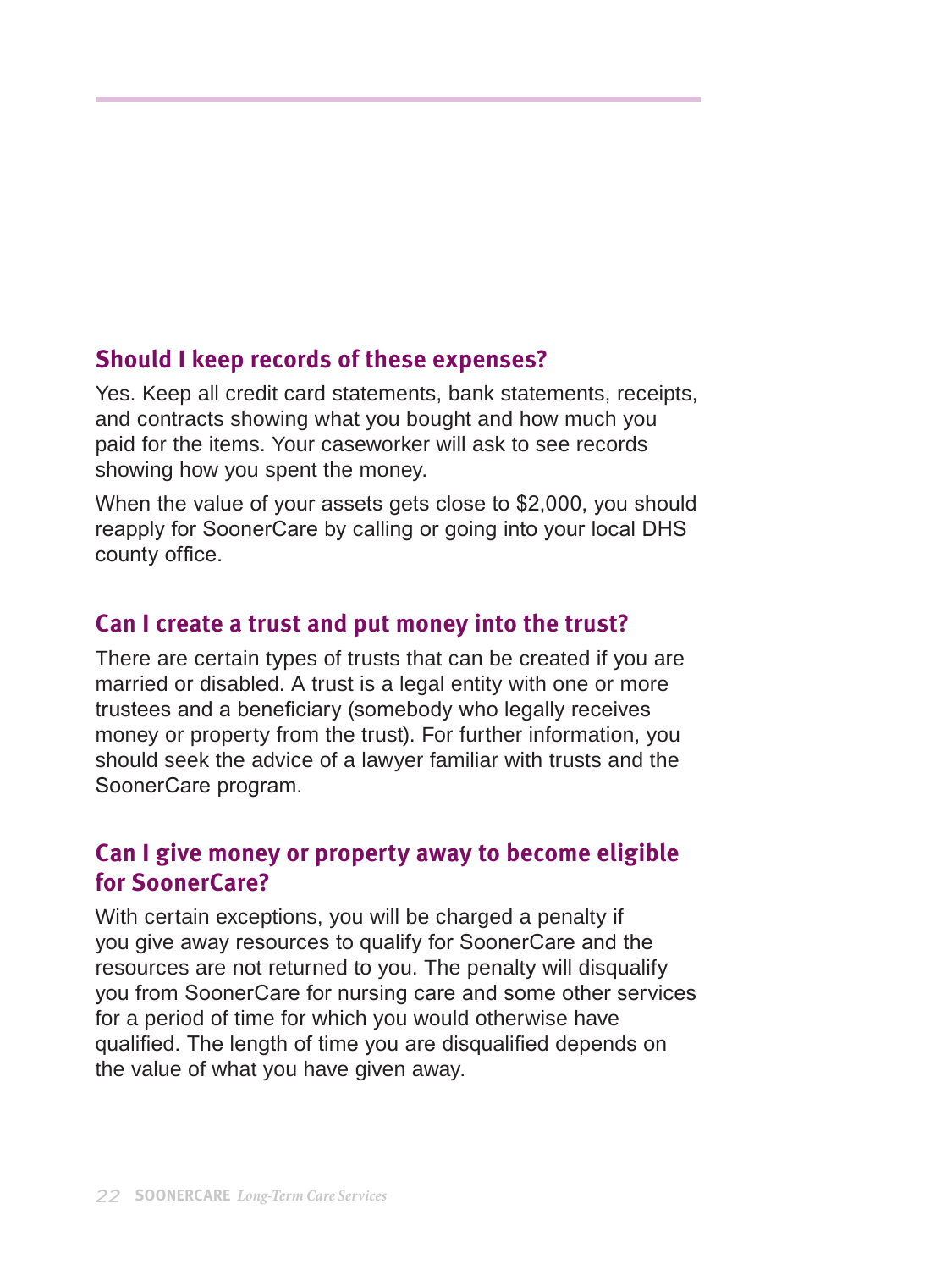## Should I keep records of these expenses?

Yes. Keep all credit card statements, bank statements, receipts, and contracts showing what you bought and how much you paid for the items. Your caseworker will ask to see records showing how you spent the money.

When the value of your assets gets close to $2,000, you should reapply for SoonerCare by calling or going into your local DHS county office.

## Can I create a trust and put money into the trust?

There are certain types of trusts that can be created if you are married or disabled. A trust is a legal entity with one or more trustees and a beneficiary (somebody who legally receives money or property from the trust). For further information, you should seek the advice of a lawyer familiar with trusts and the SoonerCare program.

## Can I give money or property away to become eligible for SoonerCare?

With certain exceptions, you will be charged a penalty if you give away resources to qualify for SoonerCare and the resources are not returned to you. The penalty will disqualify you from SoonerCare for nursing care and some other services for a period of time for which you would otherwise have qualified. The length of time you are disqualified depends on the value of what you have given away.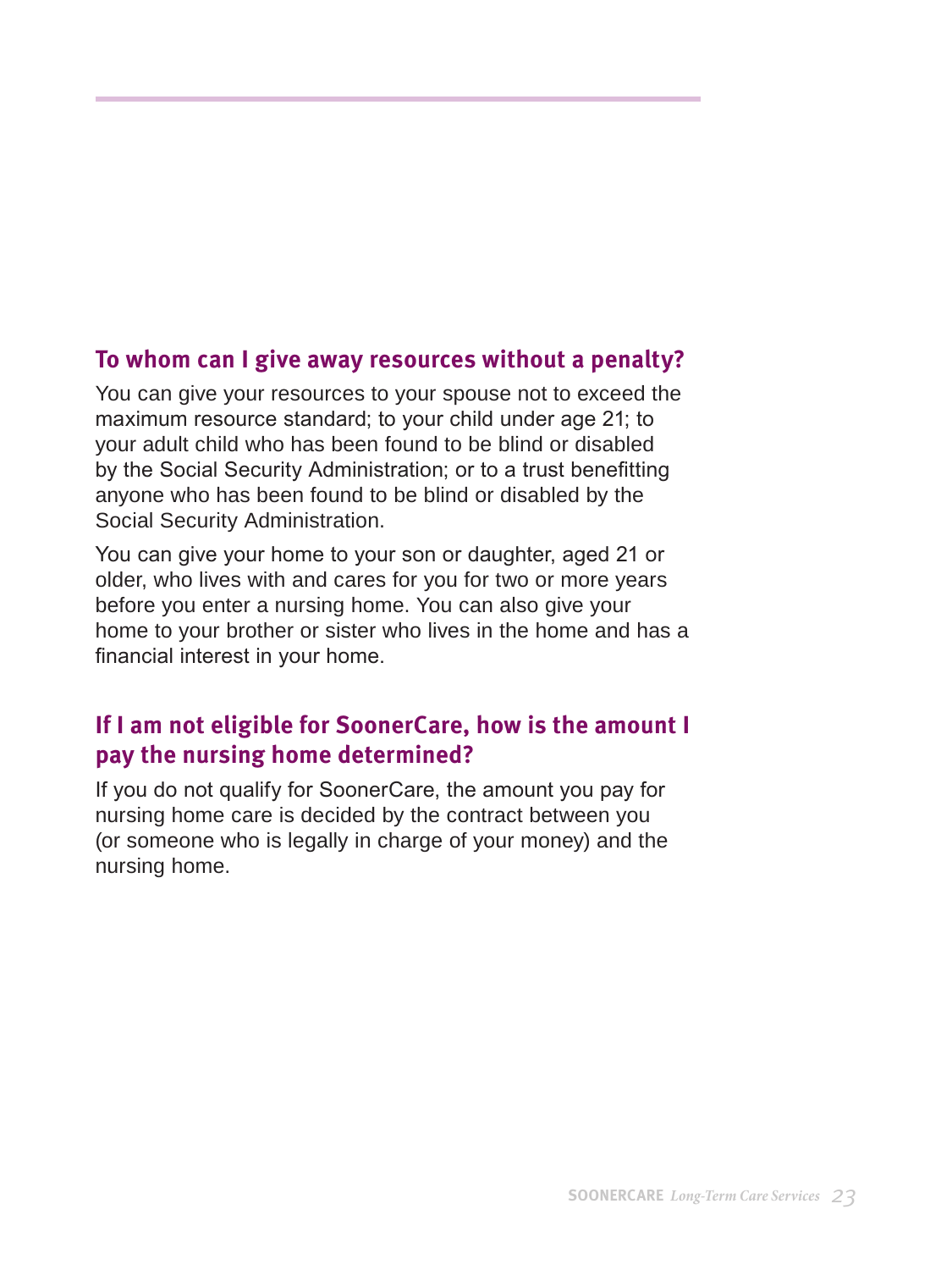## To whom can I give away resources without a penalty?

You can give your resources to your spouse not to exceed the maximum resource standard; to your child under age 21; to your adult child who has been found to be blind or disabled by the Social Security Administration; or to a trust benefitting anyone who has been found to be blind or disabled by the Social Security Administration.

You can give your home to your son or daughter, aged 21 or older, who lives with and cares for you for two or more years before you enter a nursing home. You can also give your home to your brother or sister who lives in the home and has a financial interest in your home.

## If I am not eligible for SoonerCare, how is the amount I pay the nursing home determined?

If you do not qualify for SoonerCare, the amount you pay for nursing home care is decided by the contract between you (or someone who is legally in charge of your money) and the nursing home.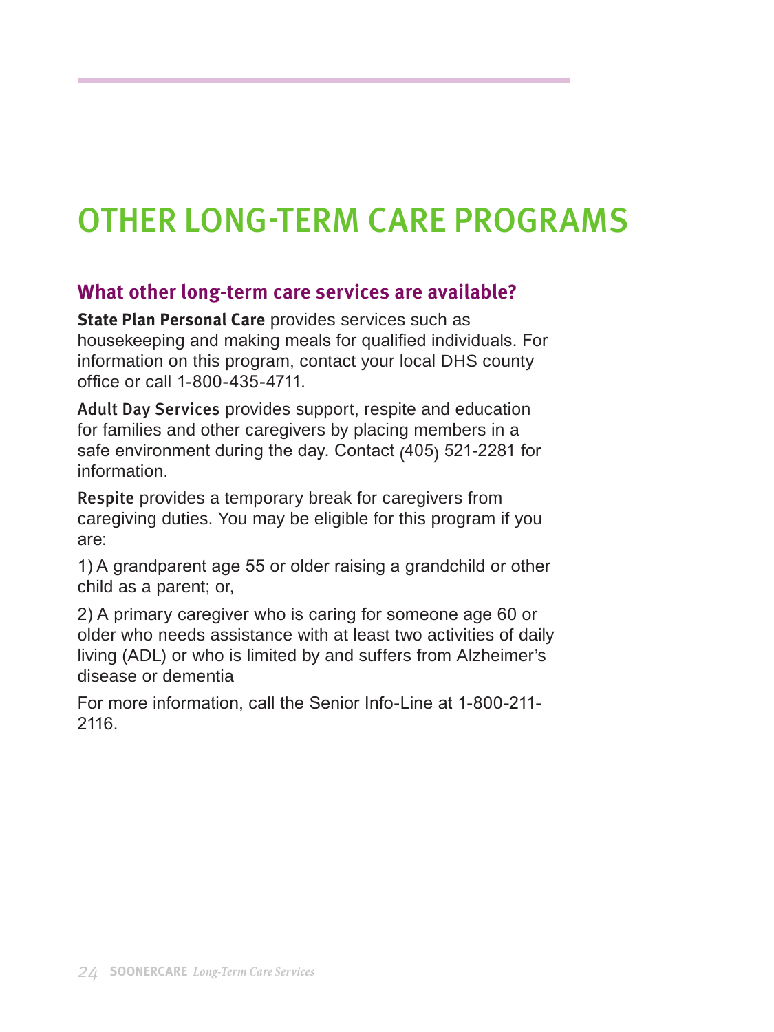# OTHER LONG-TERM CARE PROGRAMS

## What other long-term care services are available?

**State Plan Personal Care** provides services such as housekeeping and making meals for qualified individuals. For information on this program, contact your local DHS county office or call 1-800-435-4711.

**Adult Day Services** provides support, respite and education for families and other caregivers by placing members in a safe environment during the day. Contact (405) 521-2281 for information.

**Respite** provides a temporary break for caregivers from caregiving duties. You may be eligible for this program if you are:

1) A grandparent age 55 or older raising a grandchild or other child as a parent; or,

2) A primary caregiver who is caring for someone age 60 or older who needs assistance with at least two activities of daily living (ADL) or who is limited by and suffers from Alzheimer's disease or dementia

For more information, call the Senior Info-Line at 1-800-211-2116.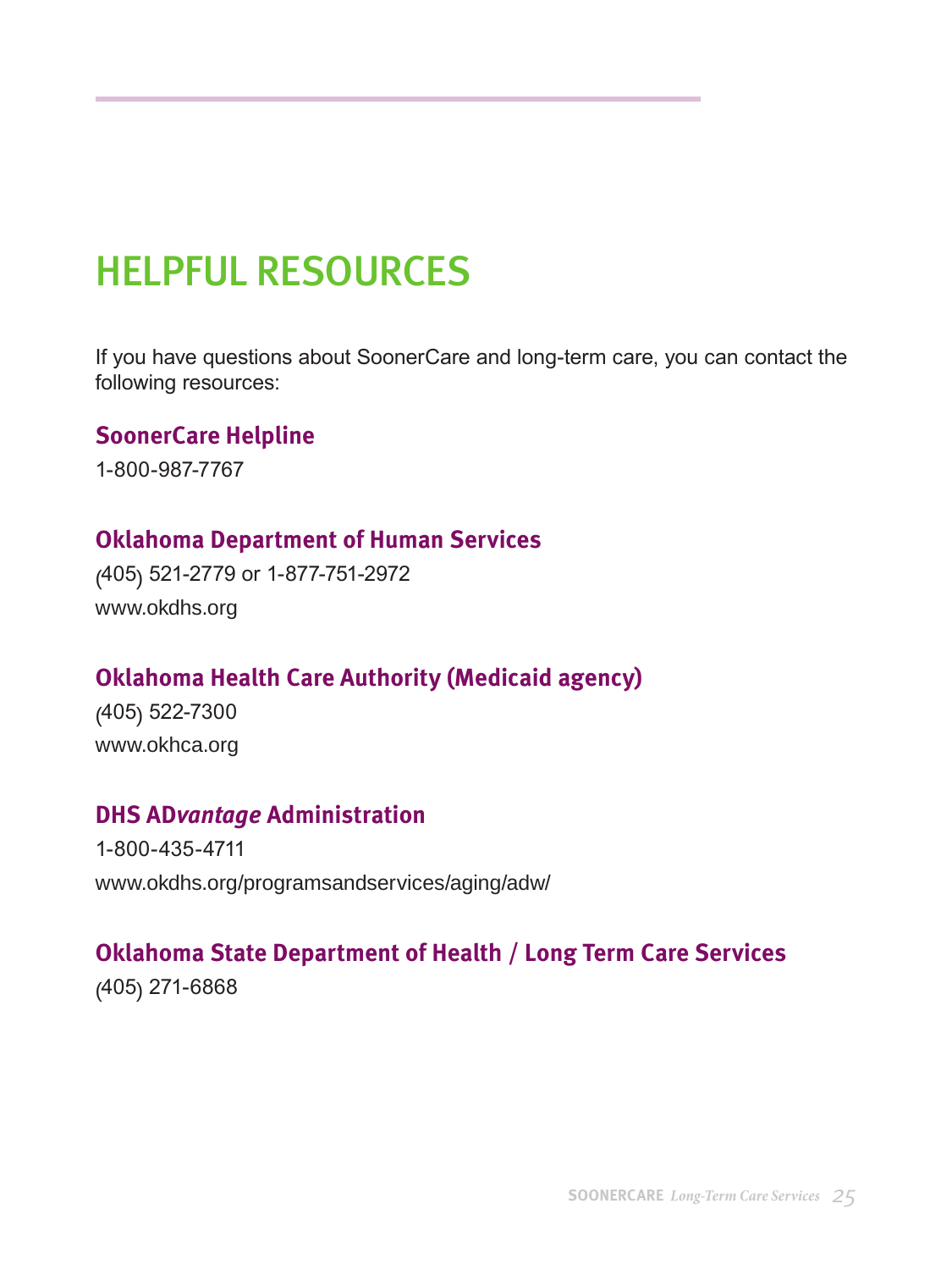# HELPFUL RESOURCES

If you have questions about SoonerCare and long-term care, you can contact the following resources:

## SoonerCare Helpline

1-800-987-7767

## Oklahoma Department of Human Services

(405) 521-2779 or 1-877-751-2972

www.okdhs.org

## Oklahoma Health Care Authority (Medicaid agency)

(405) 522-7300

www.okhca.org

## DHS AD*vantage* Administration

1-800-435-4711

www.okdhs.org/programsandservices/aging/adw/

## Oklahoma State Department of Health / Long Term Care Services

(405) 271-6868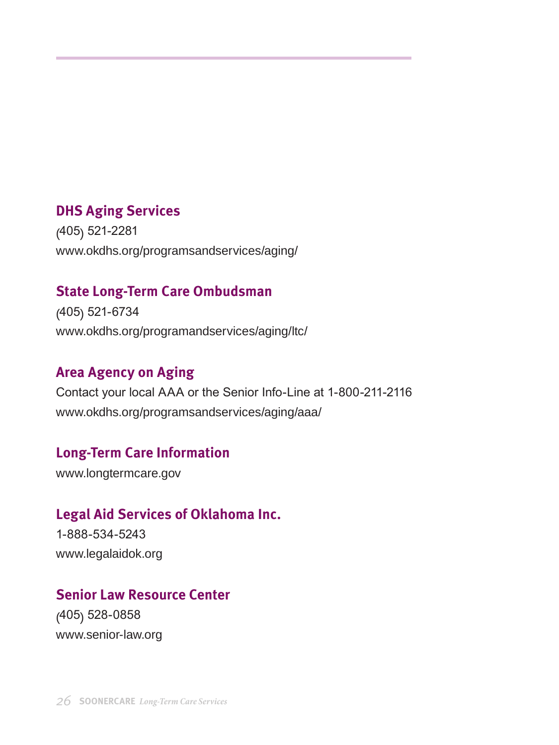### DHS Aging Services

(405) 521-2281
www.okdhs.org/programsandservices/aging/

### State Long-Term Care Ombudsman

(405) 521-6734
www.okdhs.org/programandservices/aging/ltc/

### Area Agency on Aging

Contact your local AAA or the Senior Info-Line at 1-800-211-2116
www.okdhs.org/programsandservices/aging/aaa/

### Long-Term Care Information

www.longtermcare.gov

### Legal Aid Services of Oklahoma Inc.

1-888-534-5243
www.legalaidok.org

### Senior Law Resource Center

(405) 528-0858
www.senior-law.org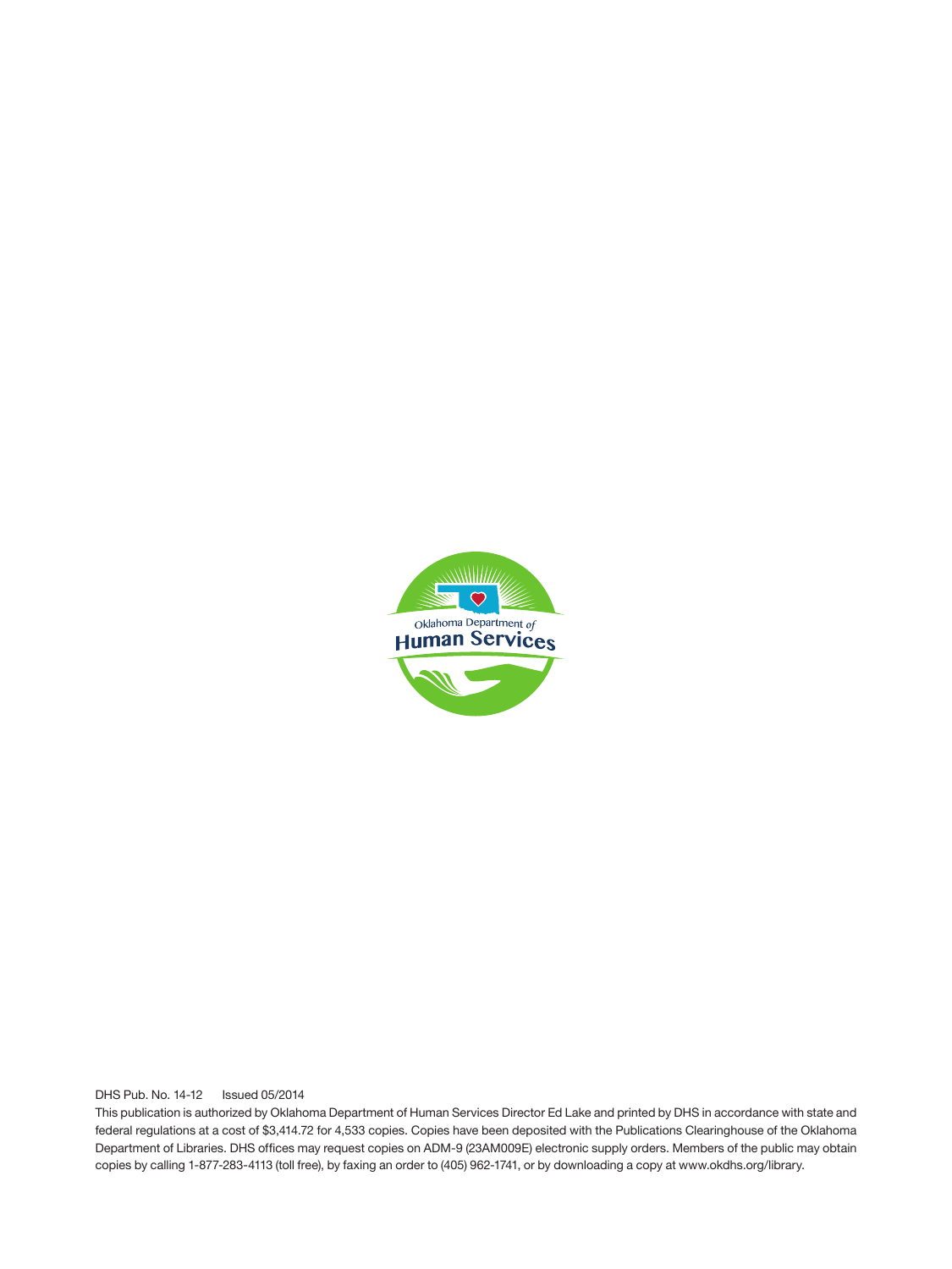Oklahoma Department of
Human Services

DHS Pub. No. 14-12    Issued 05/2014

This publication is authorized by Oklahoma Department of Human Services Director Ed Lake and printed by DHS in accordance with state and federal regulations at a cost of $3,414.72 for 4,533 copies. Copies have been deposited with the Publications Clearinghouse of the Oklahoma Department of Libraries. DHS offices may request copies on ADM-9 (23AM009E) electronic supply orders. Members of the public may obtain copies by calling 1-877-283-4113 (toll free), by faxing an order to (405) 962-1741, or by downloading a copy at www.okdhs.org/library.